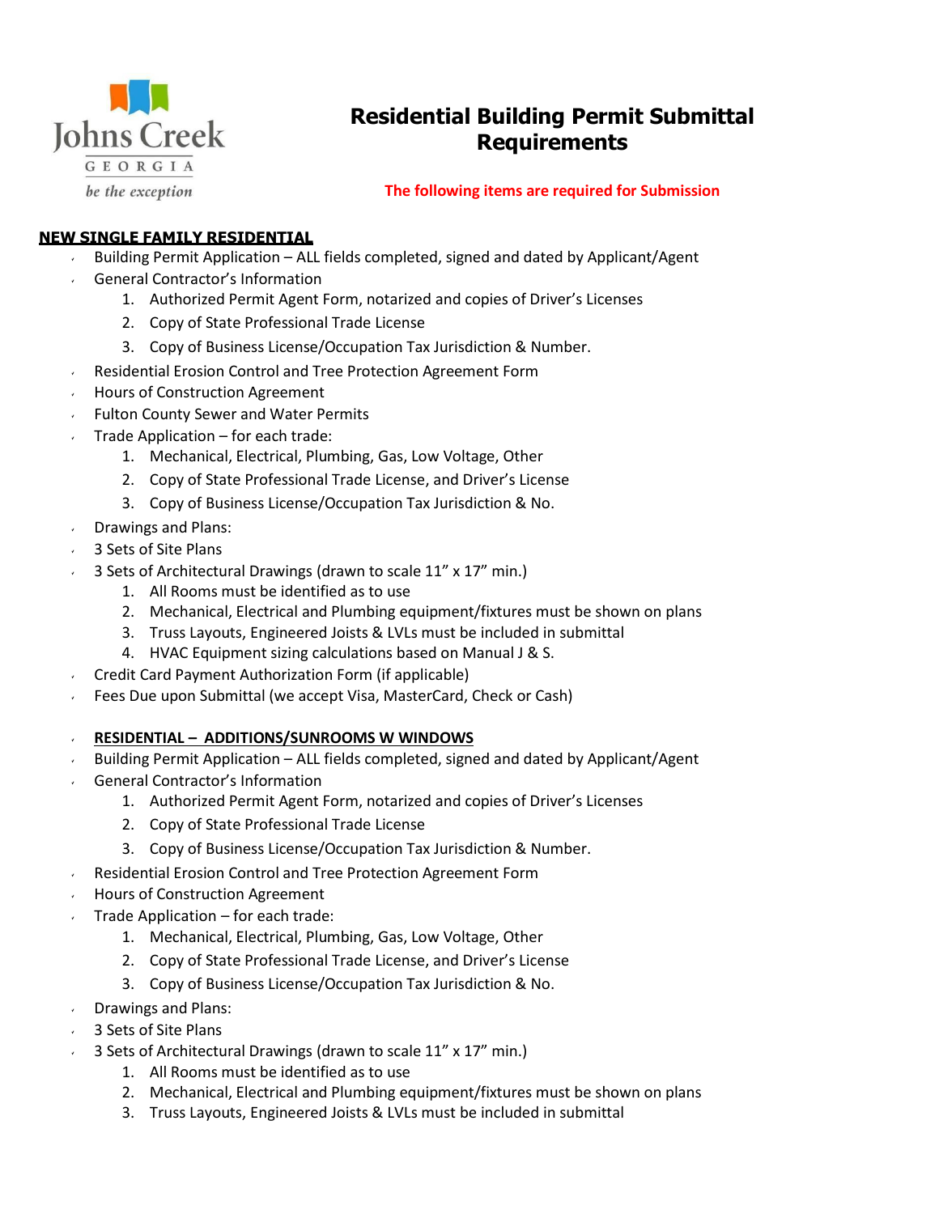Johns Creek
GEORGIA
*be the exception*

# Residential Building Permit Submittal Requirements

**The following items are required for Submission**

**NEW SINGLE FAMILY RESIDENTIAL**

- Building Permit Application – ALL fields completed, signed and dated by Applicant/Agent
- General Contractor's Information
    1. Authorized Permit Agent Form, notarized and copies of Driver's Licenses
    2. Copy of State Professional Trade License
    3. Copy of Business License/Occupation Tax Jurisdiction & Number.
- Residential Erosion Control and Tree Protection Agreement Form
- Hours of Construction Agreement
- Fulton County Sewer and Water Permits
- Trade Application – for each trade:
    1. Mechanical, Electrical, Plumbing, Gas, Low Voltage, Other
    2. Copy of State Professional Trade License, and Driver's License
    3. Copy of Business License/Occupation Tax Jurisdiction & No.
- Drawings and Plans:
- 3 Sets of Site Plans
- 3 Sets of Architectural Drawings (drawn to scale 11" x 17" min.)
    1. All Rooms must be identified as to use
    2. Mechanical, Electrical and Plumbing equipment/fixtures must be shown on plans
    3. Truss Layouts, Engineered Joists & LVLs must be included in submittal
    4. HVAC Equipment sizing calculations based on Manual J & S.
- Credit Card Payment Authorization Form (if applicable)
- Fees Due upon Submittal (we accept Visa, MasterCard, Check or Cash)

- **RESIDENTIAL – ADDITIONS/SUNROOMS W WINDOWS**
- Building Permit Application – ALL fields completed, signed and dated by Applicant/Agent
- General Contractor's Information
    1. Authorized Permit Agent Form, notarized and copies of Driver's Licenses
    2. Copy of State Professional Trade License
    3. Copy of Business License/Occupation Tax Jurisdiction & Number.
- Residential Erosion Control and Tree Protection Agreement Form
- Hours of Construction Agreement
- Trade Application – for each trade:
    1. Mechanical, Electrical, Plumbing, Gas, Low Voltage, Other
    2. Copy of State Professional Trade License, and Driver's License
    3. Copy of Business License/Occupation Tax Jurisdiction & No.
- Drawings and Plans:
- 3 Sets of Site Plans
- 3 Sets of Architectural Drawings (drawn to scale 11" x 17" min.)
    1. All Rooms must be identified as to use
    2. Mechanical, Electrical and Plumbing equipment/fixtures must be shown on plans
    3. Truss Layouts, Engineered Joists & LVLs must be included in submittal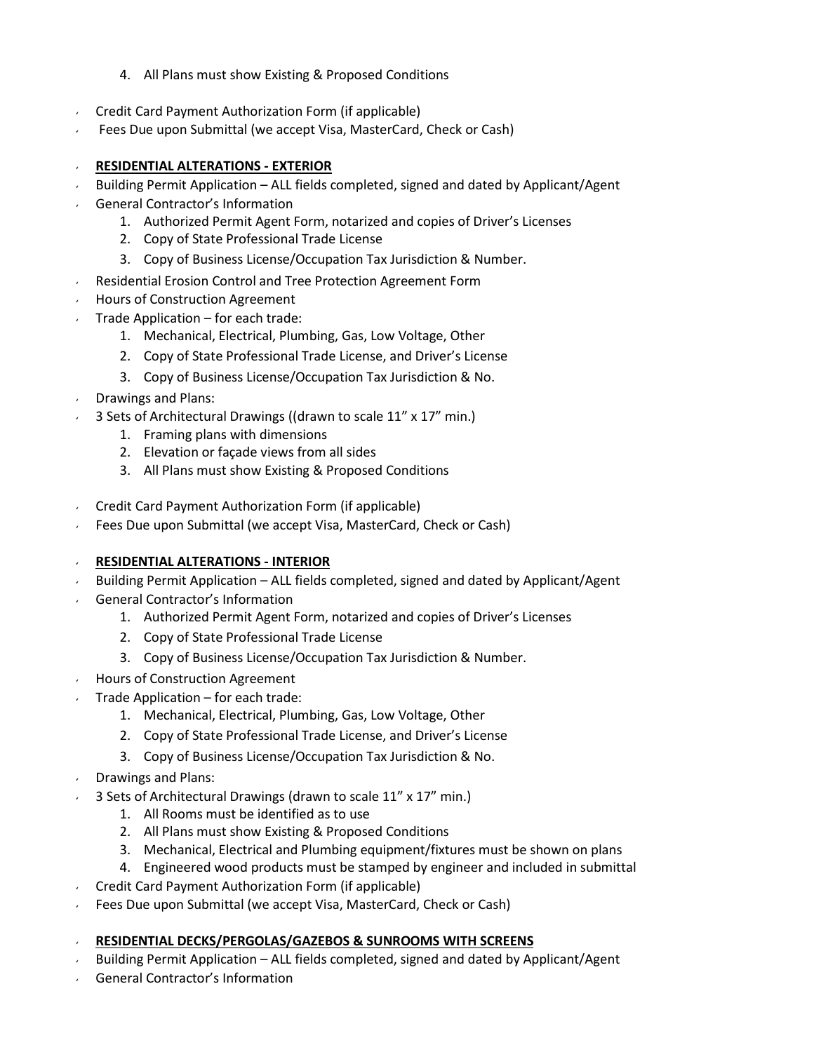4. All Plans must show Existing & Proposed Conditions

- Credit Card Payment Authorization Form (if applicable)
- Fees Due upon Submittal (we accept Visa, MasterCard, Check or Cash)

- **RESIDENTIAL ALTERATIONS - EXTERIOR**
- Building Permit Application – ALL fields completed, signed and dated by Applicant/Agent
- General Contractor's Information
    1. Authorized Permit Agent Form, notarized and copies of Driver's Licenses
    2. Copy of State Professional Trade License
    3. Copy of Business License/Occupation Tax Jurisdiction & Number.
- Residential Erosion Control and Tree Protection Agreement Form
- Hours of Construction Agreement
- Trade Application – for each trade:
    1. Mechanical, Electrical, Plumbing, Gas, Low Voltage, Other
    2. Copy of State Professional Trade License, and Driver's License
    3. Copy of Business License/Occupation Tax Jurisdiction & No.
- Drawings and Plans:
- 3 Sets of Architectural Drawings ((drawn to scale 11" x 17" min.)
    1. Framing plans with dimensions
    2. Elevation or façade views from all sides
    3. All Plans must show Existing & Proposed Conditions

- Credit Card Payment Authorization Form (if applicable)
- Fees Due upon Submittal (we accept Visa, MasterCard, Check or Cash)

- **RESIDENTIAL ALTERATIONS - INTERIOR**
- Building Permit Application – ALL fields completed, signed and dated by Applicant/Agent
- General Contractor's Information
    1. Authorized Permit Agent Form, notarized and copies of Driver's Licenses
    2. Copy of State Professional Trade License
    3. Copy of Business License/Occupation Tax Jurisdiction & Number.
- Hours of Construction Agreement
- Trade Application – for each trade:
    1. Mechanical, Electrical, Plumbing, Gas, Low Voltage, Other
    2. Copy of State Professional Trade License, and Driver's License
    3. Copy of Business License/Occupation Tax Jurisdiction & No.
- Drawings and Plans:
- 3 Sets of Architectural Drawings (drawn to scale 11" x 17" min.)
    1. All Rooms must be identified as to use
    2. All Plans must show Existing & Proposed Conditions
    3. Mechanical, Electrical and Plumbing equipment/fixtures must be shown on plans
    4. Engineered wood products must be stamped by engineer and included in submittal
- Credit Card Payment Authorization Form (if applicable)
- Fees Due upon Submittal (we accept Visa, MasterCard, Check or Cash)

- **RESIDENTIAL DECKS/PERGOLAS/GAZEBOS & SUNROOMS WITH SCREENS**
- Building Permit Application – ALL fields completed, signed and dated by Applicant/Agent
- General Contractor's Information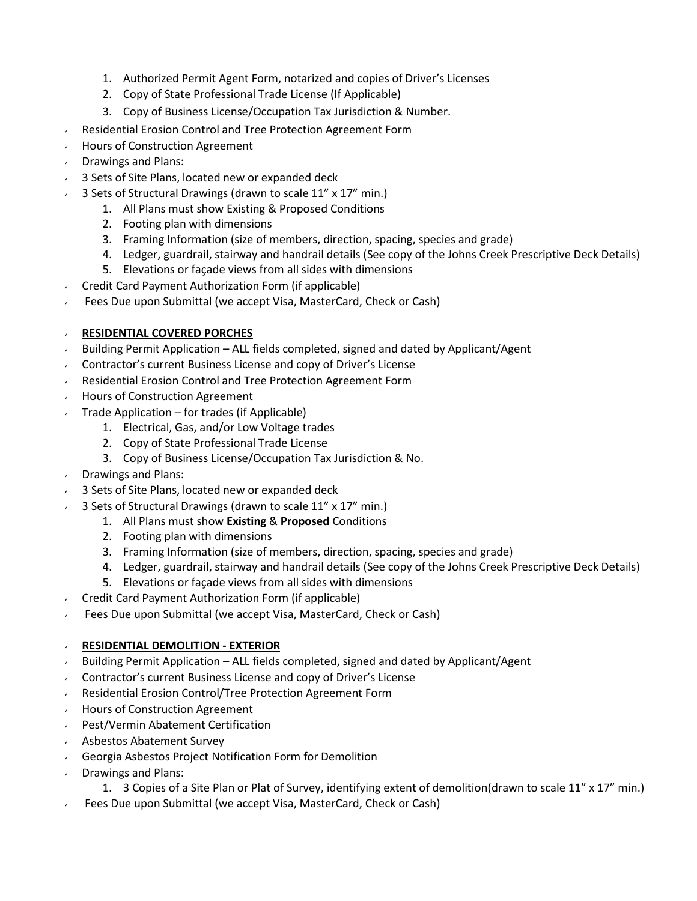1. Authorized Permit Agent Form, notarized and copies of Driver's Licenses
2. Copy of State Professional Trade License (If Applicable)
3. Copy of Business License/Occupation Tax Jurisdiction & Number.

- Residential Erosion Control and Tree Protection Agreement Form
- Hours of Construction Agreement
- Drawings and Plans:
- 3 Sets of Site Plans, located new or expanded deck
- 3 Sets of Structural Drawings (drawn to scale 11" x 17" min.)
    1. All Plans must show Existing & Proposed Conditions
    2. Footing plan with dimensions
    3. Framing Information (size of members, direction, spacing, species and grade)
    4. Ledger, guardrail, stairway and handrail details (See copy of the Johns Creek Prescriptive Deck Details)
    5. Elevations or façade views from all sides with dimensions
- Credit Card Payment Authorization Form (if applicable)
- Fees Due upon Submittal (we accept Visa, MasterCard, Check or Cash)

- **RESIDENTIAL COVERED PORCHES**
- Building Permit Application – ALL fields completed, signed and dated by Applicant/Agent
- Contractor's current Business License and copy of Driver's License
- Residential Erosion Control and Tree Protection Agreement Form
- Hours of Construction Agreement
- Trade Application – for trades (if Applicable)
    1. Electrical, Gas, and/or Low Voltage trades
    2. Copy of State Professional Trade License
    3. Copy of Business License/Occupation Tax Jurisdiction & No.
- Drawings and Plans:
- 3 Sets of Site Plans, located new or expanded deck
- 3 Sets of Structural Drawings (drawn to scale 11" x 17" min.)
    1. All Plans must show **Existing** & **Proposed** Conditions
    2. Footing plan with dimensions
    3. Framing Information (size of members, direction, spacing, species and grade)
    4. Ledger, guardrail, stairway and handrail details (See copy of the Johns Creek Prescriptive Deck Details)
    5. Elevations or façade views from all sides with dimensions
- Credit Card Payment Authorization Form (if applicable)
- Fees Due upon Submittal (we accept Visa, MasterCard, Check or Cash)

- **RESIDENTIAL DEMOLITION - EXTERIOR**
- Building Permit Application – ALL fields completed, signed and dated by Applicant/Agent
- Contractor's current Business License and copy of Driver's License
- Residential Erosion Control/Tree Protection Agreement Form
- Hours of Construction Agreement
- Pest/Vermin Abatement Certification
- Asbestos Abatement Survey
- Georgia Asbestos Project Notification Form for Demolition
- Drawings and Plans:
    1. 3 Copies of a Site Plan or Plat of Survey, identifying extent of demolition(drawn to scale 11" x 17" min.)
- Fees Due upon Submittal (we accept Visa, MasterCard, Check or Cash)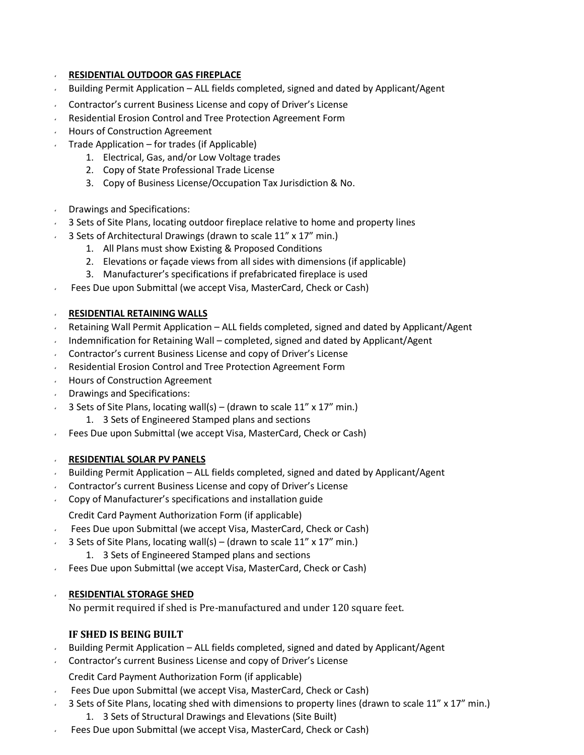- **RESIDENTIAL OUTDOOR GAS FIREPLACE**
- Building Permit Application – ALL fields completed, signed and dated by Applicant/Agent
- Contractor's current Business License and copy of Driver's License
- Residential Erosion Control and Tree Protection Agreement Form
- Hours of Construction Agreement
- Trade Application – for trades (if Applicable)
  1. Electrical, Gas, and/or Low Voltage trades
  2. Copy of State Professional Trade License
  3. Copy of Business License/Occupation Tax Jurisdiction & No.

- Drawings and Specifications:
- 3 Sets of Site Plans, locating outdoor fireplace relative to home and property lines
- 3 Sets of Architectural Drawings (drawn to scale 11" x 17" min.)
  1. All Plans must show Existing & Proposed Conditions
  2. Elevations or façade views from all sides with dimensions (if applicable)
  3. Manufacturer's specifications if prefabricated fireplace is used
- Fees Due upon Submittal (we accept Visa, MasterCard, Check or Cash)

- **RESIDENTIAL RETAINING WALLS**
- Retaining Wall Permit Application – ALL fields completed, signed and dated by Applicant/Agent
- Indemnification for Retaining Wall – completed, signed and dated by Applicant/Agent
- Contractor's current Business License and copy of Driver's License
- Residential Erosion Control and Tree Protection Agreement Form
- Hours of Construction Agreement
- Drawings and Specifications:
- 3 Sets of Site Plans, locating wall(s) – (drawn to scale 11" x 17" min.)
  1. 3 Sets of Engineered Stamped plans and sections
- Fees Due upon Submittal (we accept Visa, MasterCard, Check or Cash)

- **RESIDENTIAL SOLAR PV PANELS**
- Building Permit Application – ALL fields completed, signed and dated by Applicant/Agent
- Contractor's current Business License and copy of Driver's License
- Copy of Manufacturer's specifications and installation guide

  Credit Card Payment Authorization Form (if applicable)
- Fees Due upon Submittal (we accept Visa, MasterCard, Check or Cash)
- 3 Sets of Site Plans, locating wall(s) – (drawn to scale 11" x 17" min.)
  1. 3 Sets of Engineered Stamped plans and sections
- Fees Due upon Submittal (we accept Visa, MasterCard, Check or Cash)

- **RESIDENTIAL STORAGE SHED**

  No permit required if shed is Pre-manufactured and under 120 square feet.

**IF SHED IS BEING BUILT**

- Building Permit Application – ALL fields completed, signed and dated by Applicant/Agent
- Contractor's current Business License and copy of Driver's License

  Credit Card Payment Authorization Form (if applicable)
- Fees Due upon Submittal (we accept Visa, MasterCard, Check or Cash)
- 3 Sets of Site Plans, locating shed with dimensions to property lines (drawn to scale 11" x 17" min.)
  1. 3 Sets of Structural Drawings and Elevations (Site Built)
- Fees Due upon Submittal (we accept Visa, MasterCard, Check or Cash)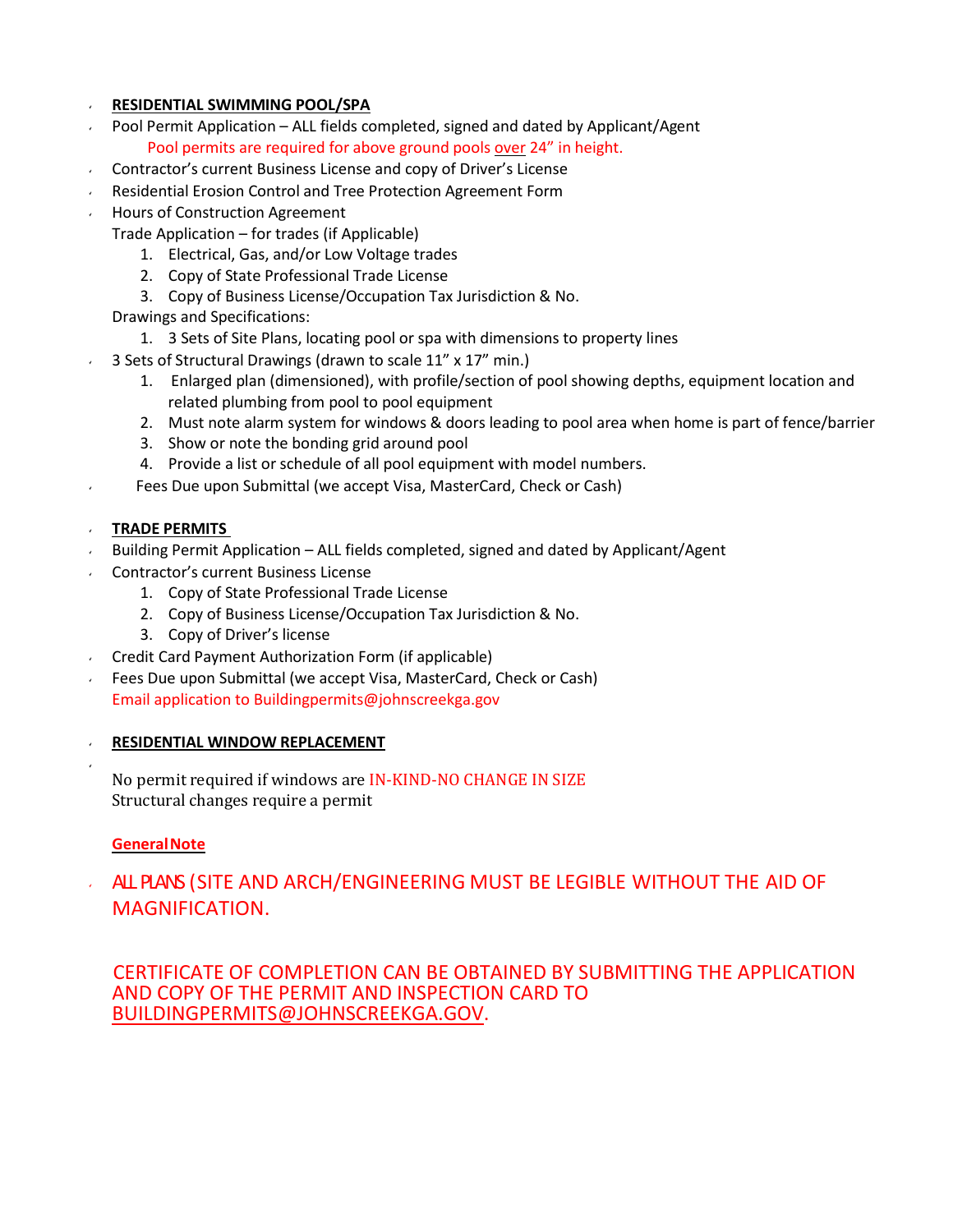- **RESIDENTIAL SWIMMING POOL/SPA**
- Pool Permit Application – ALL fields completed, signed and dated by Applicant/Agent
  Pool permits are required for above ground pools over 24" in height.
- Contractor's current Business License and copy of Driver's License
- Residential Erosion Control and Tree Protection Agreement Form
- Hours of Construction Agreement

  Trade Application – for trades (if Applicable)
  1. Electrical, Gas, and/or Low Voltage trades
  2. Copy of State Professional Trade License
  3. Copy of Business License/Occupation Tax Jurisdiction & No.

  Drawings and Specifications:
  1. 3 Sets of Site Plans, locating pool or spa with dimensions to property lines
- 3 Sets of Structural Drawings (drawn to scale 11" x 17" min.)
  1. Enlarged plan (dimensioned), with profile/section of pool showing depths, equipment location and related plumbing from pool to pool equipment
  2. Must note alarm system for windows & doors leading to pool area when home is part of fence/barrier
  3. Show or note the bonding grid around pool
  4. Provide a list or schedule of all pool equipment with model numbers.
- Fees Due upon Submittal (we accept Visa, MasterCard, Check or Cash)

- **TRADE PERMITS**
- Building Permit Application – ALL fields completed, signed and dated by Applicant/Agent
- Contractor's current Business License
  1. Copy of State Professional Trade License
  2. Copy of Business License/Occupation Tax Jurisdiction & No.
  3. Copy of Driver's license
- Credit Card Payment Authorization Form (if applicable)
- Fees Due upon Submittal (we accept Visa, MasterCard, Check or Cash)
  Email application to Buildingpermits@johnscreekga.gov

- **RESIDENTIAL WINDOW REPLACEMENT**
- No permit required if windows are IN-KIND-NO CHANGE IN SIZE
  Structural changes require a permit

**General Note**

- ALL PLANS (SITE AND ARCH/ENGINEERING MUST BE LEGIBLE WITHOUT THE AID OF MAGNIFICATION.

CERTIFICATE OF COMPLETION CAN BE OBTAINED BY SUBMITTING THE APPLICATION AND COPY OF THE PERMIT AND INSPECTION CARD TO BUILDINGPERMITS@JOHNSCREEKGA.GOV.